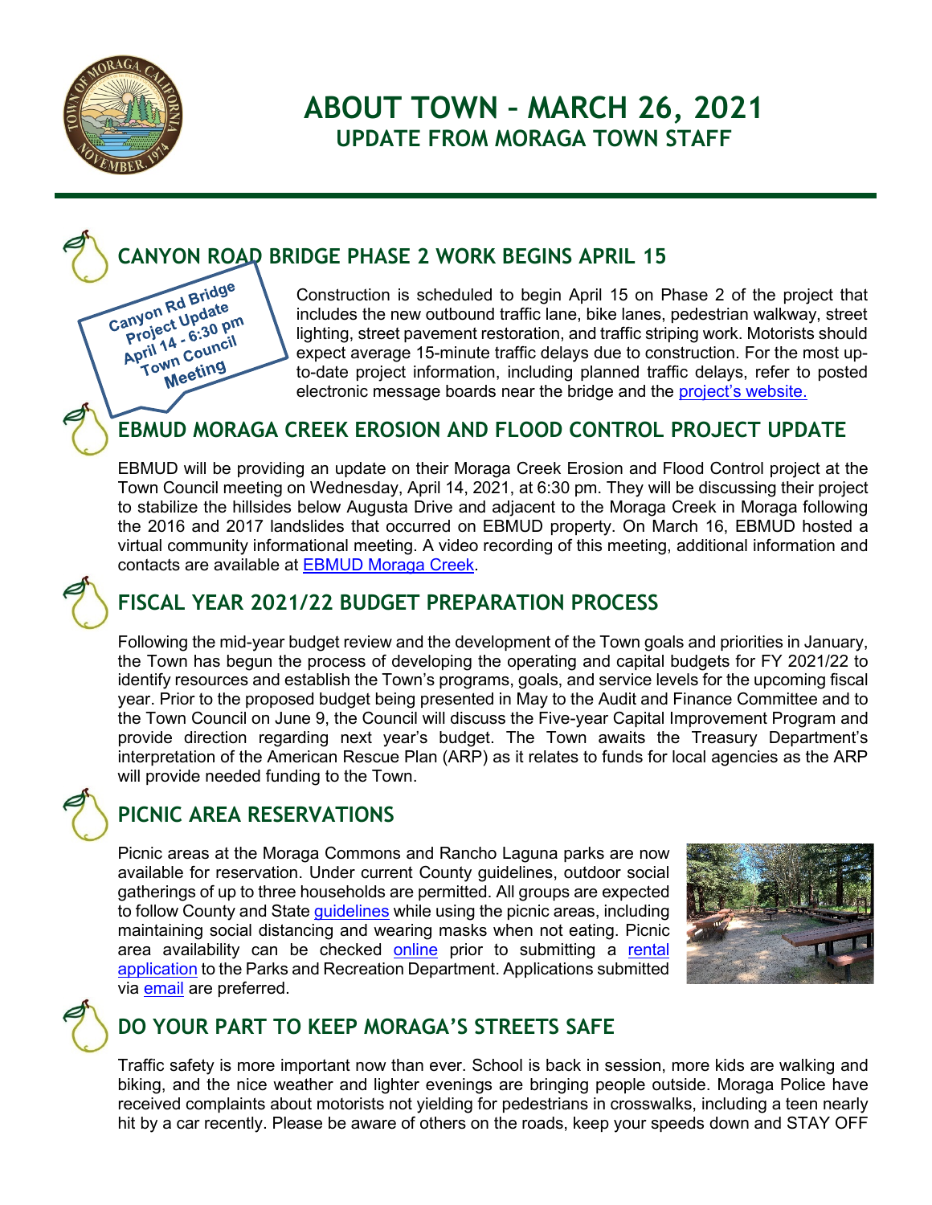# ABOUT TOWN – MARCH 26, 2021

## UPDATE FROM MORAGA TOWN STAFF

## CANYON ROAD BRIDGE PHASE 2 WORK BEGINS APRIL 15

Canyon Rd Bridge Project Update April 14 - 6:30 pm Town Council Meeting

Construction is scheduled to begin April 15 on Phase 2 of the project that includes the new outbound traffic lane, bike lanes, pedestrian walkway, street lighting, street pavement restoration, and traffic striping work. Motorists should expect average 15-minute traffic delays due to construction. For the most up-to-date project information, including planned traffic delays, refer to posted electronic message boards near the bridge and the project's website.

## EBMUD MORAGA CREEK EROSION AND FLOOD CONTROL PROJECT UPDATE

EBMUD will be providing an update on their Moraga Creek Erosion and Flood Control project at the Town Council meeting on Wednesday, April 14, 2021, at 6:30 pm. They will be discussing their project to stabilize the hillsides below Augusta Drive and adjacent to the Moraga Creek in Moraga following the 2016 and 2017 landslides that occurred on EBMUD property. On March 16, EBMUD hosted a virtual community informational meeting. A video recording of this meeting, additional information and contacts are available at EBMUD Moraga Creek.

## FISCAL YEAR 2021/22 BUDGET PREPARATION PROCESS

Following the mid-year budget review and the development of the Town goals and priorities in January, the Town has begun the process of developing the operating and capital budgets for FY 2021/22 to identify resources and establish the Town's programs, goals, and service levels for the upcoming fiscal year. Prior to the proposed budget being presented in May to the Audit and Finance Committee and to the Town Council on June 9, the Council will discuss the Five-year Capital Improvement Program and provide direction regarding next year's budget. The Town awaits the Treasury Department's interpretation of the American Rescue Plan (ARP) as it relates to funds for local agencies as the ARP will provide needed funding to the Town.

## PICNIC AREA RESERVATIONS

Picnic areas at the Moraga Commons and Rancho Laguna parks are now available for reservation. Under current County guidelines, outdoor social gatherings of up to three households are permitted. All groups are expected to follow County and State guidelines while using the picnic areas, including maintaining social distancing and wearing masks when not eating. Picnic area availability can be checked online prior to submitting a rental application to the Parks and Recreation Department. Applications submitted via email are preferred.

## DO YOUR PART TO KEEP MORAGA'S STREETS SAFE

Traffic safety is more important now than ever. School is back in session, more kids are walking and biking, and the nice weather and lighter evenings are bringing people outside. Moraga Police have received complaints about motorists not yielding for pedestrians in crosswalks, including a teen nearly hit by a car recently. Please be aware of others on the roads, keep your speeds down and STAY OFF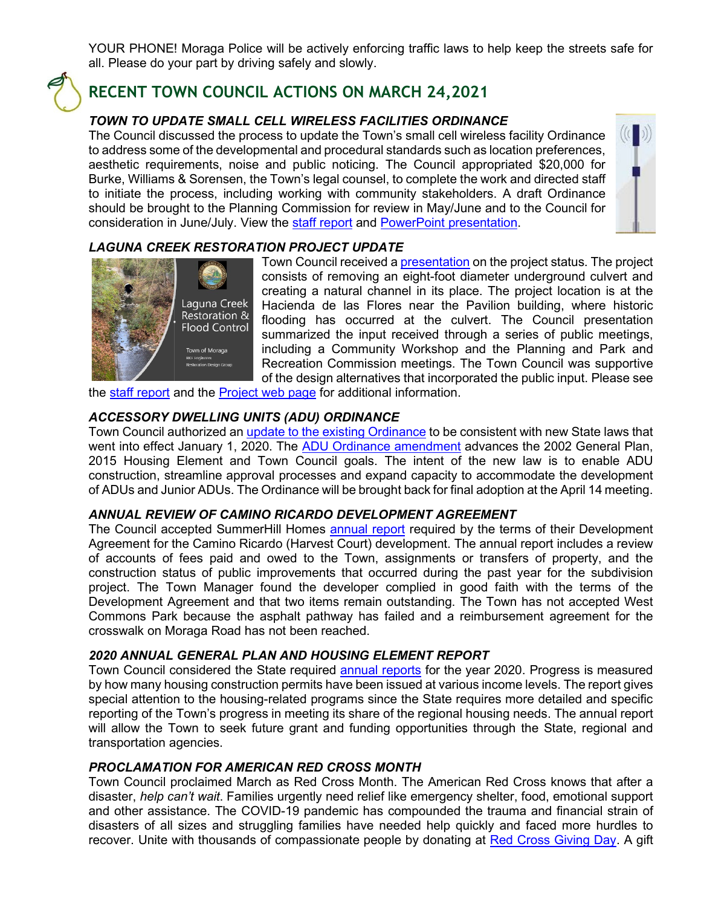YOUR PHONE! Moraga Police will be actively enforcing traffic laws to help keep the streets safe for all. Please do your part by driving safely and slowly.

## RECENT TOWN COUNCIL ACTIONS ON MARCH 24,2021

### *TOWN TO UPDATE SMALL CELL WIRELESS FACILITIES ORDINANCE*

The Council discussed the process to update the Town's small cell wireless facility Ordinance to address some of the developmental and procedural standards such as location preferences, aesthetic requirements, noise and public noticing. The Council appropriated $20,000 for Burke, Williams & Sorensen, the Town's legal counsel, to complete the work and directed staff to initiate the process, including working with community stakeholders. A draft Ordinance should be brought to the Planning Commission for review in May/June and to the Council for consideration in June/July. View the staff report and PowerPoint presentation.

### *LAGUNA CREEK RESTORATION PROJECT UPDATE*

Town Council received a presentation on the project status. The project consists of removing an eight-foot diameter underground culvert and creating a natural channel in its place. The project location is at the Hacienda de las Flores near the Pavilion building, where historic flooding has occurred at the culvert. The Council presentation summarized the input received through a series of public meetings, including a Community Workshop and the Planning and Park and Recreation Commission meetings. The Town Council was supportive of the design alternatives that incorporated the public input. Please see the staff report and the Project web page for additional information.

### *ACCESSORY DWELLING UNITS (ADU) ORDINANCE*

Town Council authorized an update to the existing Ordinance to be consistent with new State laws that went into effect January 1, 2020. The ADU Ordinance amendment advances the 2002 General Plan, 2015 Housing Element and Town Council goals. The intent of the new law is to enable ADU construction, streamline approval processes and expand capacity to accommodate the development of ADUs and Junior ADUs. The Ordinance will be brought back for final adoption at the April 14 meeting.

### *ANNUAL REVIEW OF CAMINO RICARDO DEVELOPMENT AGREEMENT*

The Council accepted SummerHill Homes annual report required by the terms of their Development Agreement for the Camino Ricardo (Harvest Court) development. The annual report includes a review of accounts of fees paid and owed to the Town, assignments or transfers of property, and the construction status of public improvements that occurred during the past year for the subdivision project. The Town Manager found the developer complied in good faith with the terms of the Development Agreement and that two items remain outstanding. The Town has not accepted West Commons Park because the asphalt pathway has failed and a reimbursement agreement for the crosswalk on Moraga Road has not been reached.

### *2020 ANNUAL GENERAL PLAN AND HOUSING ELEMENT REPORT*

Town Council considered the State required annual reports for the year 2020. Progress is measured by how many housing construction permits have been issued at various income levels. The report gives special attention to the housing-related programs since the State requires more detailed and specific reporting of the Town's progress in meeting its share of the regional housing needs. The annual report will allow the Town to seek future grant and funding opportunities through the State, regional and transportation agencies.

### *PROCLAMATION FOR AMERICAN RED CROSS MONTH*

Town Council proclaimed March as Red Cross Month. The American Red Cross knows that after a disaster, *help can't wait*. Families urgently need relief like emergency shelter, food, emotional support and other assistance. The COVID-19 pandemic has compounded the trauma and financial strain of disasters of all sizes and struggling families have needed help quickly and faced more hurdles to recover. Unite with thousands of compassionate people by donating at Red Cross Giving Day. A gift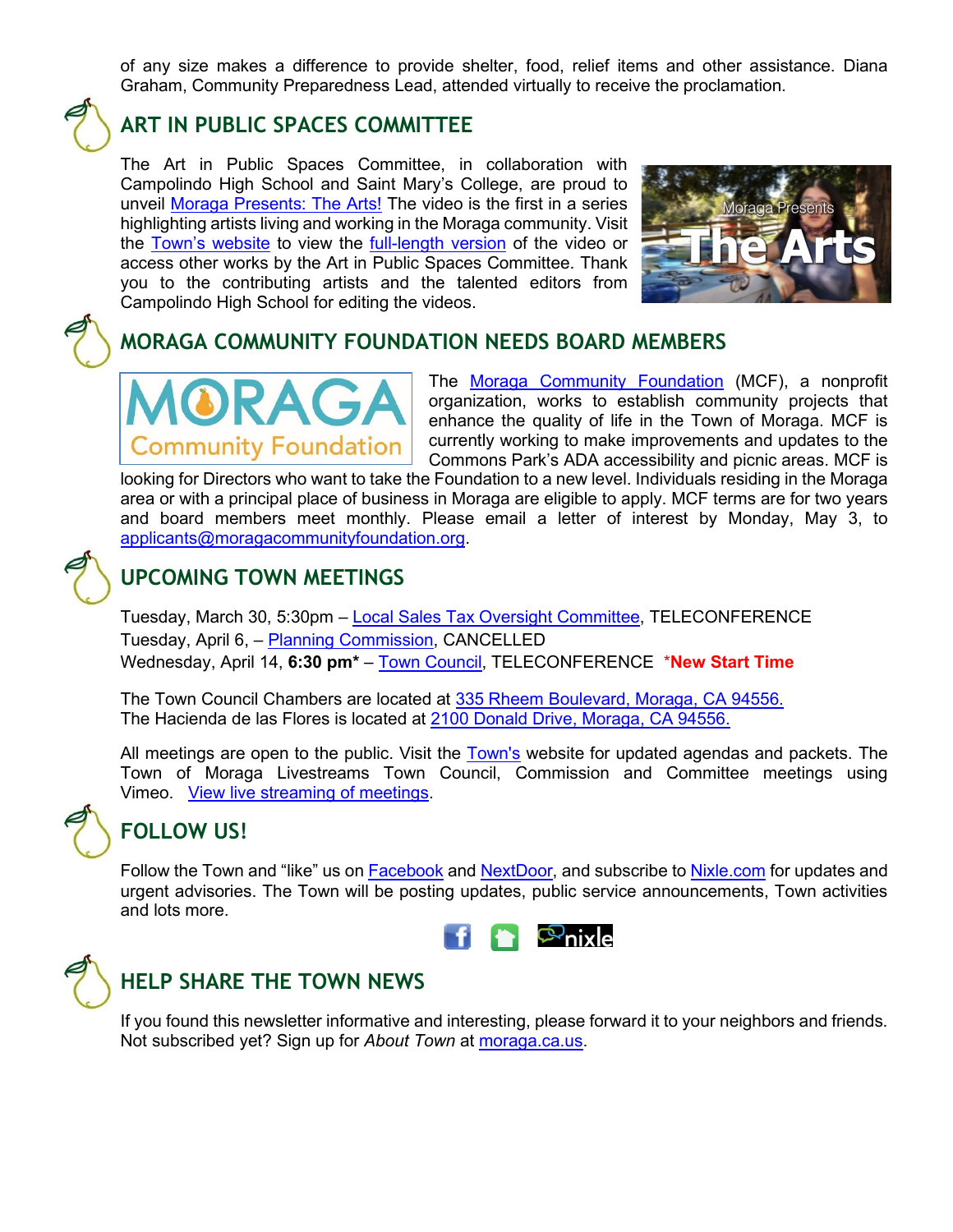of any size makes a difference to provide shelter, food, relief items and other assistance. Diana Graham, Community Preparedness Lead, attended virtually to receive the proclamation.

## ART IN PUBLIC SPACES COMMITTEE

The Art in Public Spaces Committee, in collaboration with Campolindo High School and Saint Mary's College, are proud to unveil Moraga Presents: The Arts! The video is the first in a series highlighting artists living and working in the Moraga community. Visit the Town's website to view the full-length version of the video or access other works by the Art in Public Spaces Committee. Thank you to the contributing artists and the talented editors from Campolindo High School for editing the videos.

## MORAGA COMMUNITY FOUNDATION NEEDS BOARD MEMBERS

The Moraga Community Foundation (MCF), a nonprofit organization, works to establish community projects that enhance the quality of life in the Town of Moraga. MCF is currently working to make improvements and updates to the Commons Park's ADA accessibility and picnic areas. MCF is looking for Directors who want to take the Foundation to a new level. Individuals residing in the Moraga area or with a principal place of business in Moraga are eligible to apply. MCF terms are for two years and board members meet monthly. Please email a letter of interest by Monday, May 3, to applicants@moragacommunityfoundation.org.

## UPCOMING TOWN MEETINGS

Tuesday, March 30, 5:30pm – Local Sales Tax Oversight Committee, TELECONFERENCE
Tuesday, April 6, – Planning Commission, CANCELLED
Wednesday, April 14, **6:30 pm*** – Town Council, TELECONFERENCE **\*New Start Time**

The Town Council Chambers are located at 335 Rheem Boulevard, Moraga, CA 94556.
The Hacienda de las Flores is located at 2100 Donald Drive, Moraga, CA 94556.

All meetings are open to the public. Visit the Town's website for updated agendas and packets. The Town of Moraga Livestreams Town Council, Commission and Committee meetings using Vimeo. View live streaming of meetings.

## FOLLOW US!

Follow the Town and "like" us on Facebook and NextDoor, and subscribe to Nixle.com for updates and urgent advisories. The Town will be posting updates, public service announcements, Town activities and lots more.

## HELP SHARE THE TOWN NEWS

If you found this newsletter informative and interesting, please forward it to your neighbors and friends. Not subscribed yet? Sign up for *About Town* at moraga.ca.us.